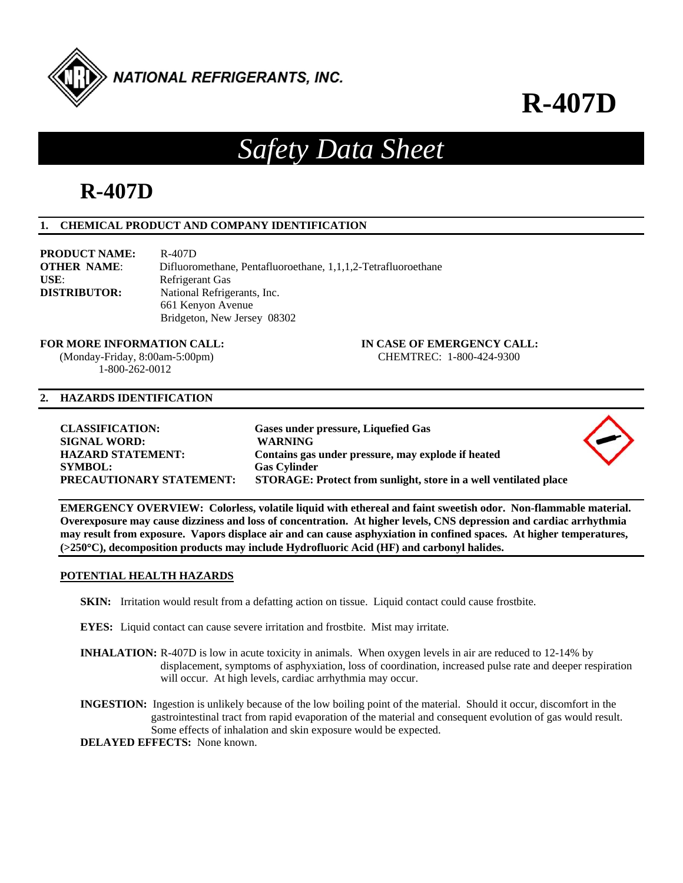NATIONAL REFRIGERANTS, INC.

# R-407D

# *Safety Data Sheet*

# R-407D

## 1. CHEMICAL PRODUCT AND COMPANY IDENTIFICATION

**PRODUCT NAME:** R-407D
**OTHER NAME**: Difluoromethane, Pentafluoroethane, 1,1,1,2-Tetrafluoroethane
**USE**: Refrigerant Gas
**DISTRIBUTOR:** National Refrigerants, Inc.
661 Kenyon Avenue
Bridgeton, New Jersey 08302

**FOR MORE INFORMATION CALL:**
(Monday-Friday, 8:00am-5:00pm)
1-800-262-0012

**IN CASE OF EMERGENCY CALL:**
CHEMTREC: 1-800-424-9300

## 2. HAZARDS IDENTIFICATION

**CLASSIFICATION:** **Gases under pressure, Liquefied Gas**
**SIGNAL WORD:** **WARNING**
**HAZARD STATEMENT:** **Contains gas under pressure, may explode if heated**
**SYMBOL:** **Gas Cylinder**
**PRECAUTIONARY STATEMENT:** **STORAGE: Protect from sunlight, store in a well ventilated place**

**EMERGENCY OVERVIEW: Colorless, volatile liquid with ethereal and faint sweetish odor. Non-flammable material. Overexposure may cause dizziness and loss of concentration. At higher levels, CNS depression and cardiac arrhythmia may result from exposure. Vapors displace air and can cause asphyxiation in confined spaces. At higher temperatures, (>250°C), decomposition products may include Hydrofluoric Acid (HF) and carbonyl halides.**

### POTENTIAL HEALTH HAZARDS

**SKIN:** Irritation would result from a defatting action on tissue. Liquid contact could cause frostbite.

**EYES:** Liquid contact can cause severe irritation and frostbite. Mist may irritate.

**INHALATION:** R-407D is low in acute toxicity in animals. When oxygen levels in air are reduced to 12-14% by displacement, symptoms of asphyxiation, loss of coordination, increased pulse rate and deeper respiration will occur. At high levels, cardiac arrhythmia may occur.

**INGESTION:** Ingestion is unlikely because of the low boiling point of the material. Should it occur, discomfort in the gastrointestinal tract from rapid evaporation of the material and consequent evolution of gas would result. Some effects of inhalation and skin exposure would be expected.

**DELAYED EFFECTS:** None known.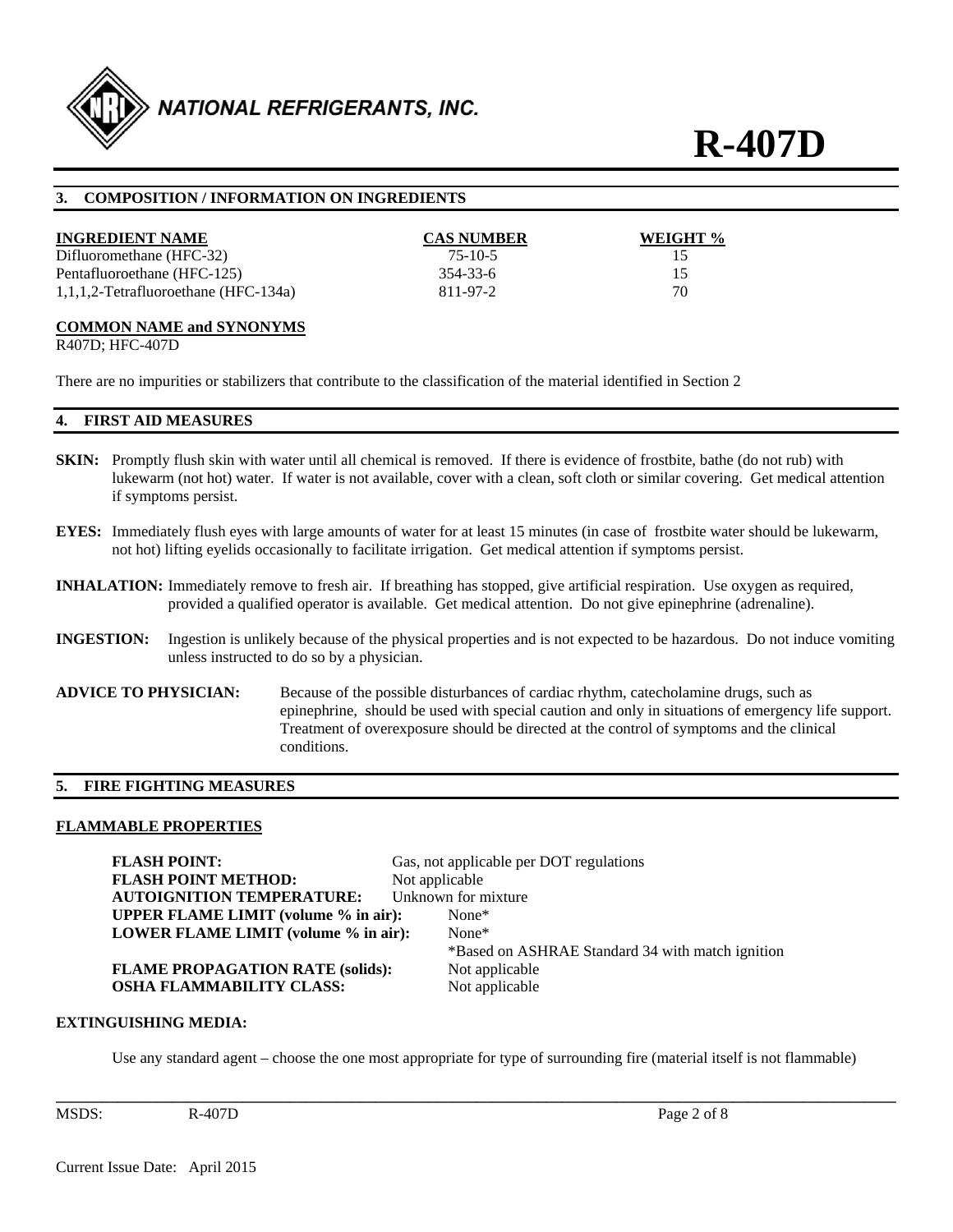## 3. COMPOSITION / INFORMATION ON INGREDIENTS

| INGREDIENT NAME | CAS NUMBER | WEIGHT % |
| --- | --- | --- |
| Difluoromethane (HFC-32) | 75-10-5 | 15 |
| Pentafluoroethane (HFC-125) | 354-33-6 | 15 |
| 1,1,1,2-Tetrafluoroethane (HFC-134a) | 811-97-2 | 70 |

**COMMON NAME and SYNONYMS**

R407D; HFC-407D

There are no impurities or stabilizers that contribute to the classification of the material identified in Section 2

## 4. FIRST AID MEASURES

**SKIN:** Promptly flush skin with water until all chemical is removed. If there is evidence of frostbite, bathe (do not rub) with lukewarm (not hot) water. If water is not available, cover with a clean, soft cloth or similar covering. Get medical attention if symptoms persist.

**EYES:** Immediately flush eyes with large amounts of water for at least 15 minutes (in case of frostbite water should be lukewarm, not hot) lifting eyelids occasionally to facilitate irrigation. Get medical attention if symptoms persist.

**INHALATION:** Immediately remove to fresh air. If breathing has stopped, give artificial respiration. Use oxygen as required, provided a qualified operator is available. Get medical attention. Do not give epinephrine (adrenaline).

**INGESTION:** Ingestion is unlikely because of the physical properties and is not expected to be hazardous. Do not induce vomiting unless instructed to do so by a physician.

**ADVICE TO PHYSICIAN:** Because of the possible disturbances of cardiac rhythm, catecholamine drugs, such as epinephrine, should be used with special caution and only in situations of emergency life support. Treatment of overexposure should be directed at the control of symptoms and the clinical conditions.

## 5. FIRE FIGHTING MEASURES

**FLAMMABLE PROPERTIES**

**FLASH POINT:** Gas, not applicable per DOT regulations
**FLASH POINT METHOD:** Not applicable
**AUTOIGNITION TEMPERATURE:** Unknown for mixture
**UPPER FLAME LIMIT (volume % in air):** None*
**LOWER FLAME LIMIT (volume % in air):** None*
*Based on ASHRAE Standard 34 with match ignition
**FLAME PROPAGATION RATE (solids):** Not applicable
**OSHA FLAMMABILITY CLASS:** Not applicable

**EXTINGUISHING MEDIA:**

Use any standard agent – choose the one most appropriate for type of surrounding fire (material itself is not flammable)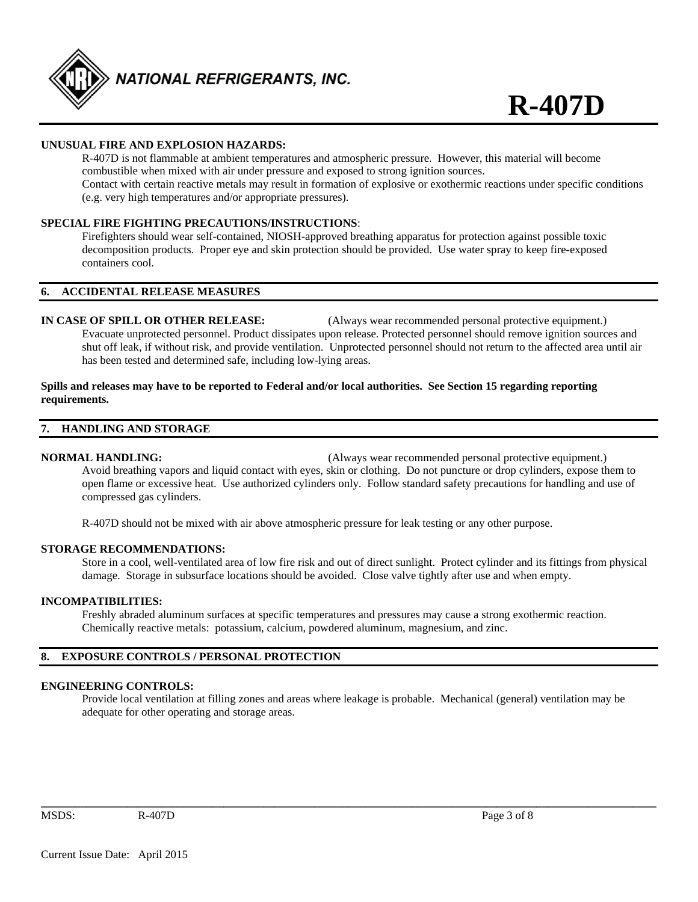**UNUSUAL FIRE AND EXPLOSION HAZARDS:**

R-407D is not flammable at ambient temperatures and atmospheric pressure. However, this material will become combustible when mixed with air under pressure and exposed to strong ignition sources.
Contact with certain reactive metals may result in formation of explosive or exothermic reactions under specific conditions (e.g. very high temperatures and/or appropriate pressures).

**SPECIAL FIRE FIGHTING PRECAUTIONS/INSTRUCTIONS**:

Firefighters should wear self-contained, NIOSH-approved breathing apparatus for protection against possible toxic decomposition products. Proper eye and skin protection should be provided. Use water spray to keep fire-exposed containers cool.

## 6. ACCIDENTAL RELEASE MEASURES

**IN CASE OF SPILL OR OTHER RELEASE:** (Always wear recommended personal protective equipment.)

Evacuate unprotected personnel. Product dissipates upon release. Protected personnel should remove ignition sources and shut off leak, if without risk, and provide ventilation. Unprotected personnel should not return to the affected area until air has been tested and determined safe, including low-lying areas.

**Spills and releases may have to be reported to Federal and/or local authorities. See Section 15 regarding reporting requirements.**

## 7. HANDLING AND STORAGE

**NORMAL HANDLING:** (Always wear recommended personal protective equipment.)

Avoid breathing vapors and liquid contact with eyes, skin or clothing. Do not puncture or drop cylinders, expose them to open flame or excessive heat. Use authorized cylinders only. Follow standard safety precautions for handling and use of compressed gas cylinders.

R-407D should not be mixed with air above atmospheric pressure for leak testing or any other purpose.

**STORAGE RECOMMENDATIONS:**

Store in a cool, well-ventilated area of low fire risk and out of direct sunlight. Protect cylinder and its fittings from physical damage. Storage in subsurface locations should be avoided. Close valve tightly after use and when empty.

**INCOMPATIBILITIES:**

Freshly abraded aluminum surfaces at specific temperatures and pressures may cause a strong exothermic reaction.
Chemically reactive metals: potassium, calcium, powdered aluminum, magnesium, and zinc.

## 8. EXPOSURE CONTROLS / PERSONAL PROTECTION

**ENGINEERING CONTROLS:**

Provide local ventilation at filling zones and areas where leakage is probable. Mechanical (general) ventilation may be adequate for other operating and storage areas.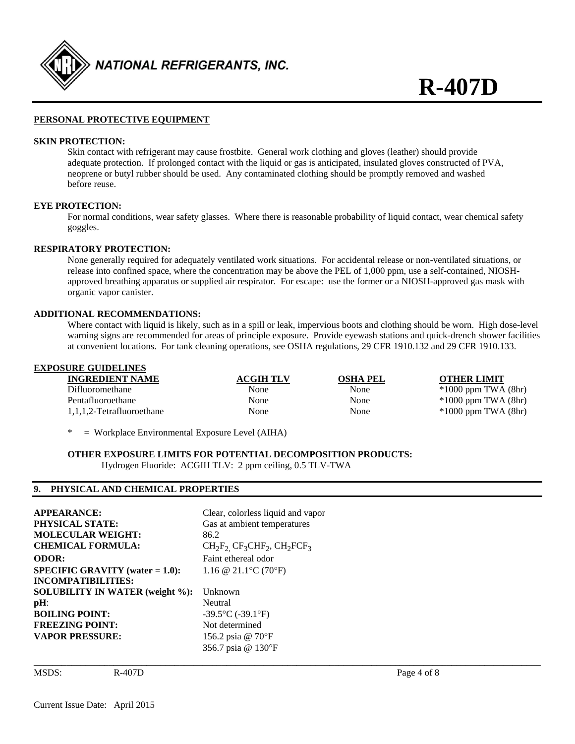## PERSONAL PROTECTIVE EQUIPMENT

**SKIN PROTECTION:**

Skin contact with refrigerant may cause frostbite. General work clothing and gloves (leather) should provide adequate protection. If prolonged contact with the liquid or gas is anticipated, insulated gloves constructed of PVA, neoprene or butyl rubber should be used. Any contaminated clothing should be promptly removed and washed before reuse.

**EYE PROTECTION:**

For normal conditions, wear safety glasses. Where there is reasonable probability of liquid contact, wear chemical safety goggles.

**RESPIRATORY PROTECTION:**

None generally required for adequately ventilated work situations. For accidental release or non-ventilated situations, or release into confined space, where the concentration may be above the PEL of 1,000 ppm, use a self-contained, NIOSH-approved breathing apparatus or supplied air respirator. For escape: use the former or a NIOSH-approved gas mask with organic vapor canister.

**ADDITIONAL RECOMMENDATIONS:**

Where contact with liquid is likely, such as in a spill or leak, impervious boots and clothing should be worn. High dose-level warning signs are recommended for areas of principle exposure. Provide eyewash stations and quick-drench shower facilities at convenient locations. For tank cleaning operations, see OSHA regulations, 29 CFR 1910.132 and 29 CFR 1910.133.

## EXPOSURE GUIDELINES

| INGREDIENT NAME | ACGIH TLV | OSHA PEL | OTHER LIMIT |
|---|---|---|---|
| Difluoromethane | None | None | *1000 ppm TWA (8hr) |
| Pentafluoroethane | None | None | *1000 ppm TWA (8hr) |
| 1,1,1,2-Tetrafluoroethane | None | None | *1000 ppm TWA (8hr) |

* = Workplace Environmental Exposure Level (AIHA)

**OTHER EXPOSURE LIMITS FOR POTENTIAL DECOMPOSITION PRODUCTS:**

Hydrogen Fluoride: ACGIH TLV: 2 ppm ceiling, 0.5 TLV-TWA

## 9. PHYSICAL AND CHEMICAL PROPERTIES

| | |
|---|---|
| **APPEARANCE:** | Clear, colorless liquid and vapor |
| **PHYSICAL STATE:** | Gas at ambient temperatures |
| **MOLECULAR WEIGHT:** | 86.2 |
| **CHEMICAL FORMULA:** | $CH_2F_2$, $CF_3CHF_2$, $CH_2FCF_3$ |
| **ODOR:** | Faint ethereal odor |
| **SPECIFIC GRAVITY (water = 1.0):** | 1.16 @ 21.1°C (70°F) |
| **INCOMPATIBILITIES:** | |
| **SOLUBILITY IN WATER (weight %):** | Unknown |
| **pH:** | Neutral |
| **BOILING POINT:** | -39.5°C (-39.1°F) |
| **FREEZING POINT:** | Not determined |
| **VAPOR PRESSURE:** | 156.2 psia @ 70°F<br>356.7 psia @ 130°F |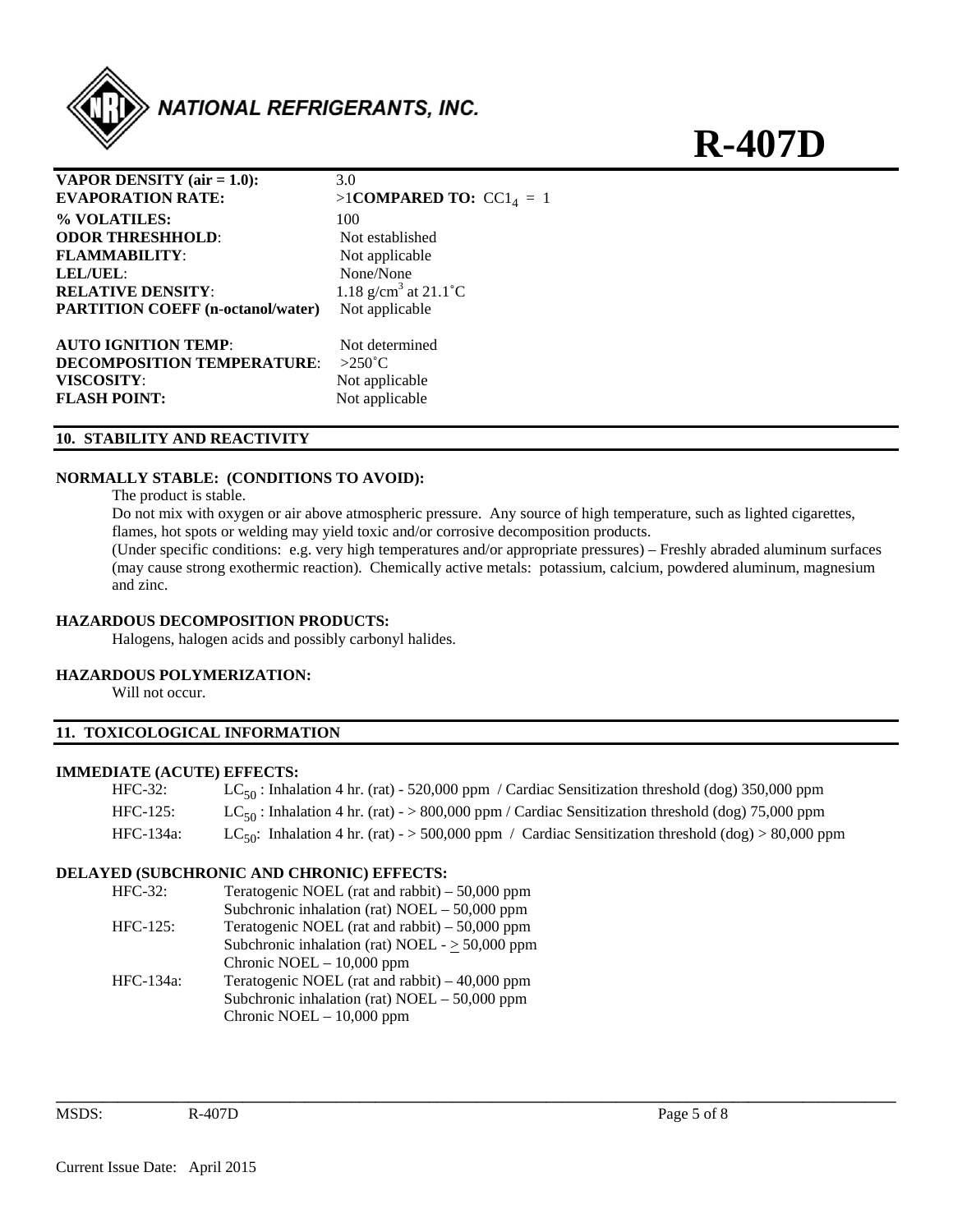| | |
|---|---|
| **VAPOR DENSITY (air = 1.0):** | 3.0 |
| **EVAPORATION RATE:** | >1**COMPARED TO:** $CC1_4$ = 1 |
| **% VOLATILES:** | 100 |
| **ODOR THRESHHOLD**: | Not established |
| **FLAMMABILITY**: | Not applicable |
| **LEL/UEL**: | None/None |
| **RELATIVE DENSITY**: | 1.18 $g/cm^3$ at 21.1˚C |
| **PARTITION COEFF (n-octanol/water)** | Not applicable |
| **AUTO IGNITION TEMP**: | Not determined |
| **DECOMPOSITION TEMPERATURE**: | >250˚C |
| **VISCOSITY**: | Not applicable |
| **FLASH POINT:** | Not applicable |

## 10. STABILITY AND REACTIVITY

**NORMALLY STABLE: (CONDITIONS TO AVOID):**

The product is stable.

Do not mix with oxygen or air above atmospheric pressure. Any source of high temperature, such as lighted cigarettes, flames, hot spots or welding may yield toxic and/or corrosive decomposition products.

(Under specific conditions: e.g. very high temperatures and/or appropriate pressures) – Freshly abraded aluminum surfaces (may cause strong exothermic reaction). Chemically active metals: potassium, calcium, powdered aluminum, magnesium and zinc.

**HAZARDOUS DECOMPOSITION PRODUCTS:**

Halogens, halogen acids and possibly carbonyl halides.

**HAZARDOUS POLYMERIZATION:**

Will not occur.

## 11. TOXICOLOGICAL INFORMATION

**IMMEDIATE (ACUTE) EFFECTS:**

| | |
|---|---|
| HFC-32: | $LC_{50}$ : Inhalation 4 hr. (rat) - 520,000 ppm / Cardiac Sensitization threshold (dog) 350,000 ppm |
| HFC-125: | $LC_{50}$ : Inhalation 4 hr. (rat) - > 800,000 ppm / Cardiac Sensitization threshold (dog) 75,000 ppm |
| HFC-134a: | $LC_{50}$: Inhalation 4 hr. (rat) - > 500,000 ppm / Cardiac Sensitization threshold (dog) > 80,000 ppm |

**DELAYED (SUBCHRONIC AND CHRONIC) EFFECTS:**

| | |
|---|---|
| HFC-32: | Teratogenic NOEL (rat and rabbit) – 50,000 ppm |
| | Subchronic inhalation (rat) NOEL – 50,000 ppm |
| HFC-125: | Teratogenic NOEL (rat and rabbit) – 50,000 ppm |
| | Subchronic inhalation (rat) NOEL - $\geq$ 50,000 ppm |
| | Chronic NOEL – 10,000 ppm |
| HFC-134a: | Teratogenic NOEL (rat and rabbit) – 40,000 ppm |
| | Subchronic inhalation (rat) NOEL – 50,000 ppm |
| | Chronic NOEL – 10,000 ppm |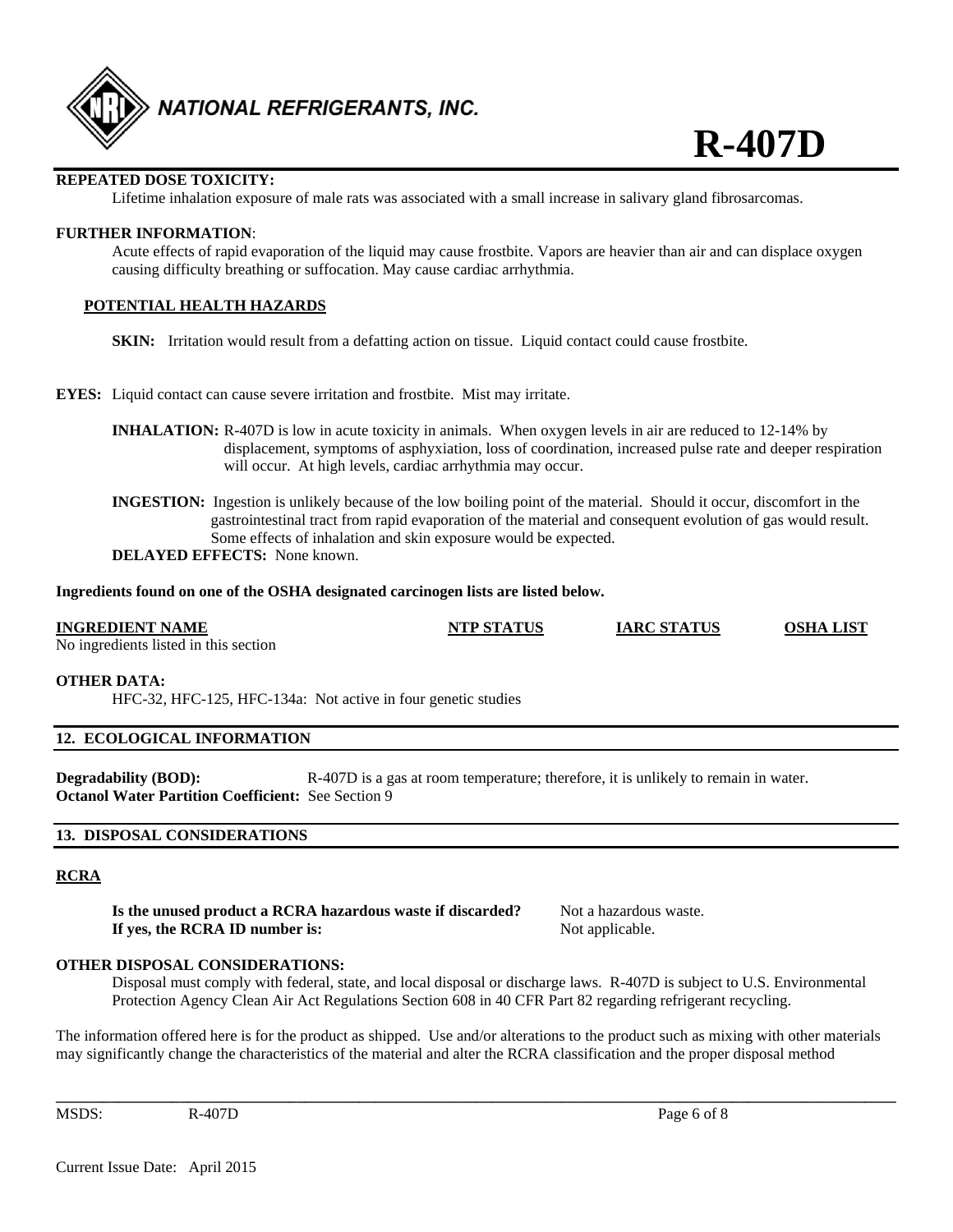**REPEATED DOSE TOXICITY:**

Lifetime inhalation exposure of male rats was associated with a small increase in salivary gland fibrosarcomas.

**FURTHER INFORMATION**:

Acute effects of rapid evaporation of the liquid may cause frostbite. Vapors are heavier than air and can displace oxygen causing difficulty breathing or suffocation. May cause cardiac arrhythmia.

**POTENTIAL HEALTH HAZARDS**

**SKIN:** Irritation would result from a defatting action on tissue. Liquid contact could cause frostbite.

**EYES:** Liquid contact can cause severe irritation and frostbite. Mist may irritate.

**INHALATION:** R-407D is low in acute toxicity in animals. When oxygen levels in air are reduced to 12-14% by displacement, symptoms of asphyxiation, loss of coordination, increased pulse rate and deeper respiration will occur. At high levels, cardiac arrhythmia may occur.

**INGESTION:** Ingestion is unlikely because of the low boiling point of the material. Should it occur, discomfort in the gastrointestinal tract from rapid evaporation of the material and consequent evolution of gas would result. Some effects of inhalation and skin exposure would be expected.

**DELAYED EFFECTS:** None known.

**Ingredients found on one of the OSHA designated carcinogen lists are listed below.**

| INGREDIENT NAME | NTP STATUS | IARC STATUS | OSHA LIST |
|---|---|---|---|
| No ingredients listed in this section | | | |

**OTHER DATA:**

HFC-32, HFC-125, HFC-134a: Not active in four genetic studies

## 12. ECOLOGICAL INFORMATION

**Degradability (BOD):** R-407D is a gas at room temperature; therefore, it is unlikely to remain in water.
**Octanol Water Partition Coefficient:** See Section 9

## 13. DISPOSAL CONSIDERATIONS

**RCRA**

**Is the unused product a RCRA hazardous waste if discarded?** Not a hazardous waste.
**If yes, the RCRA ID number is:** Not applicable.

**OTHER DISPOSAL CONSIDERATIONS:**

Disposal must comply with federal, state, and local disposal or discharge laws. R-407D is subject to U.S. Environmental Protection Agency Clean Air Act Regulations Section 608 in 40 CFR Part 82 regarding refrigerant recycling.

The information offered here is for the product as shipped. Use and/or alterations to the product such as mixing with other materials may significantly change the characteristics of the material and alter the RCRA classification and the proper disposal method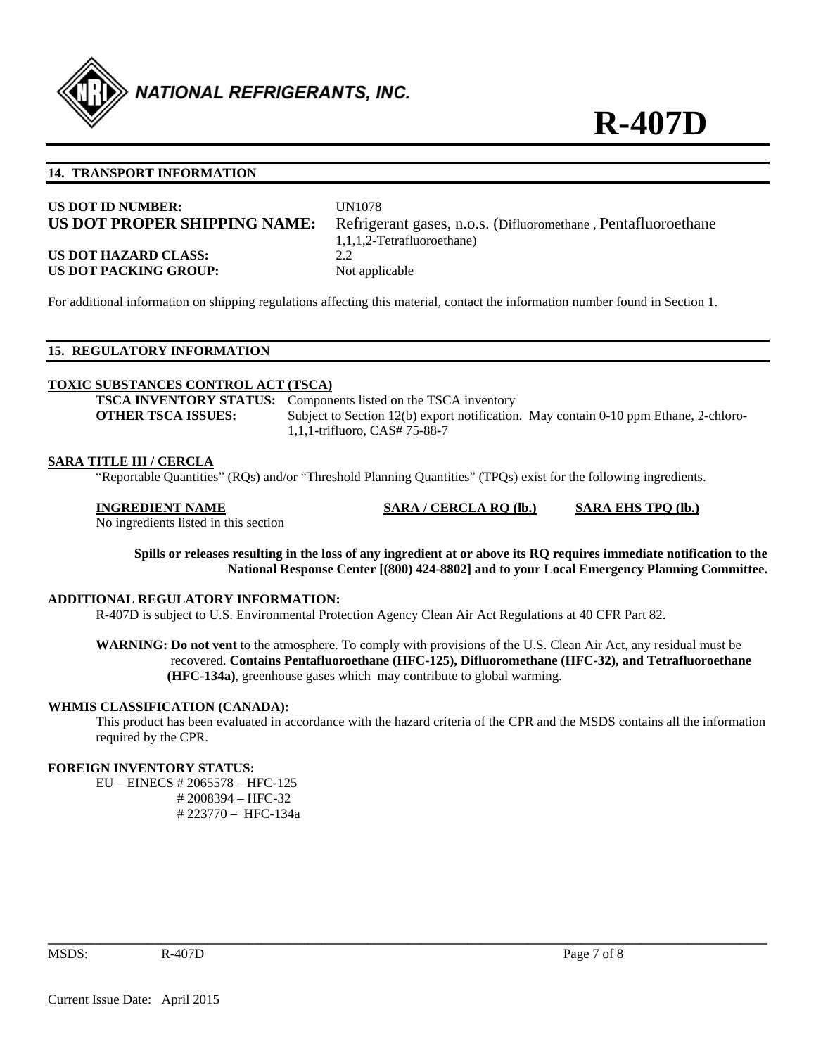## 14. TRANSPORT INFORMATION

**US DOT ID NUMBER:** UN1078

**US DOT PROPER SHIPPING NAME:** Refrigerant gases, n.o.s. (Difluoromethane , Pentafluoroethane 1,1,1,2-Tetrafluoroethane)

**US DOT HAZARD CLASS:** 2.2

**US DOT PACKING GROUP:** Not applicable

For additional information on shipping regulations affecting this material, contact the information number found in Section 1.

## 15. REGULATORY INFORMATION

### TOXIC SUBSTANCES CONTROL ACT (TSCA)

**TSCA INVENTORY STATUS:** Components listed on the TSCA inventory

**OTHER TSCA ISSUES:** Subject to Section 12(b) export notification. May contain 0-10 ppm Ethane, 2-chloro-1,1,1-trifluoro, CAS# 75-88-7

### SARA TITLE III / CERCLA

"Reportable Quantities" (RQs) and/or "Threshold Planning Quantities" (TPQs) exist for the following ingredients.

| INGREDIENT NAME | SARA / CERCLA RQ (lb.) | SARA EHS TPQ (lb.) |
|---|---|---|
| No ingredients listed in this section | | |

**Spills or releases resulting in the loss of any ingredient at or above its RQ requires immediate notification to the National Response Center [(800) 424-8802] and to your Local Emergency Planning Committee.**

### ADDITIONAL REGULATORY INFORMATION:

R-407D is subject to U.S. Environmental Protection Agency Clean Air Act Regulations at 40 CFR Part 82.

**WARNING: Do not vent** to the atmosphere. To comply with provisions of the U.S. Clean Air Act, any residual must be recovered. **Contains Pentafluoroethane (HFC-125), Difluoromethane (HFC-32), and Tetrafluoroethane (HFC-134a)**, greenhouse gases which may contribute to global warming.

### WHMIS CLASSIFICATION (CANADA):

This product has been evaluated in accordance with the hazard criteria of the CPR and the MSDS contains all the information required by the CPR.

### FOREIGN INVENTORY STATUS:

EU – EINECS # 2065578 – HFC-125
# 2008394 – HFC-32
# 223770 – HFC-134a

MSDS: R-407D

Current Issue Date: April 2015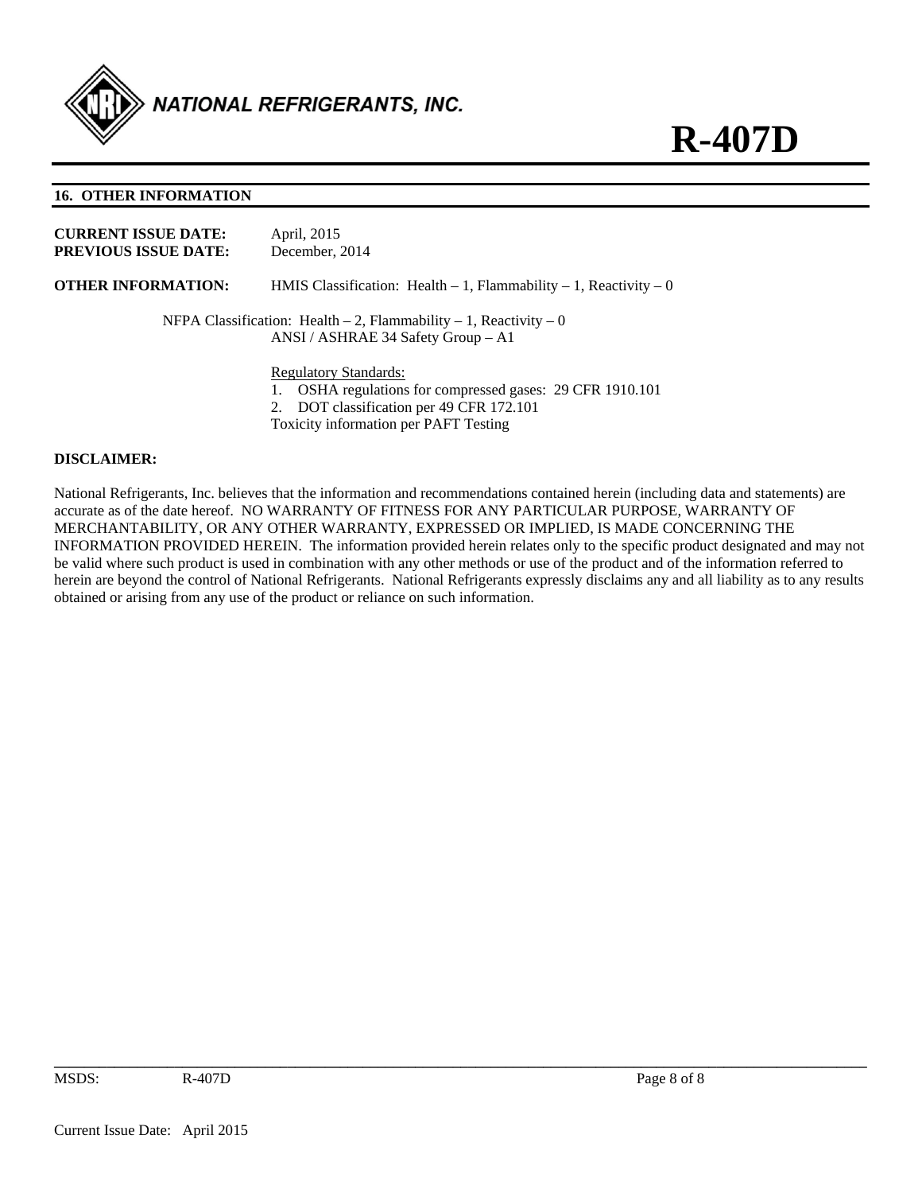## 16. OTHER INFORMATION

**CURRENT ISSUE DATE:** April, 2015
**PREVIOUS ISSUE DATE:** December, 2014

**OTHER INFORMATION:** HMIS Classification: Health – 1, Flammability – 1, Reactivity – 0

NFPA Classification: Health – 2, Flammability – 1, Reactivity – 0
ANSI / ASHRAE 34 Safety Group – A1

Regulatory Standards:

1. OSHA regulations for compressed gases: 29 CFR 1910.101
2. DOT classification per 49 CFR 172.101

Toxicity information per PAFT Testing

**DISCLAIMER:**

National Refrigerants, Inc. believes that the information and recommendations contained herein (including data and statements) are accurate as of the date hereof. NO WARRANTY OF FITNESS FOR ANY PARTICULAR PURPOSE, WARRANTY OF MERCHANTABILITY, OR ANY OTHER WARRANTY, EXPRESSED OR IMPLIED, IS MADE CONCERNING THE INFORMATION PROVIDED HEREIN. The information provided herein relates only to the specific product designated and may not be valid where such product is used in combination with any other methods or use of the product and of the information referred to herein are beyond the control of National Refrigerants. National Refrigerants expressly disclaims any and all liability as to any results obtained or arising from any use of the product or reliance on such information.